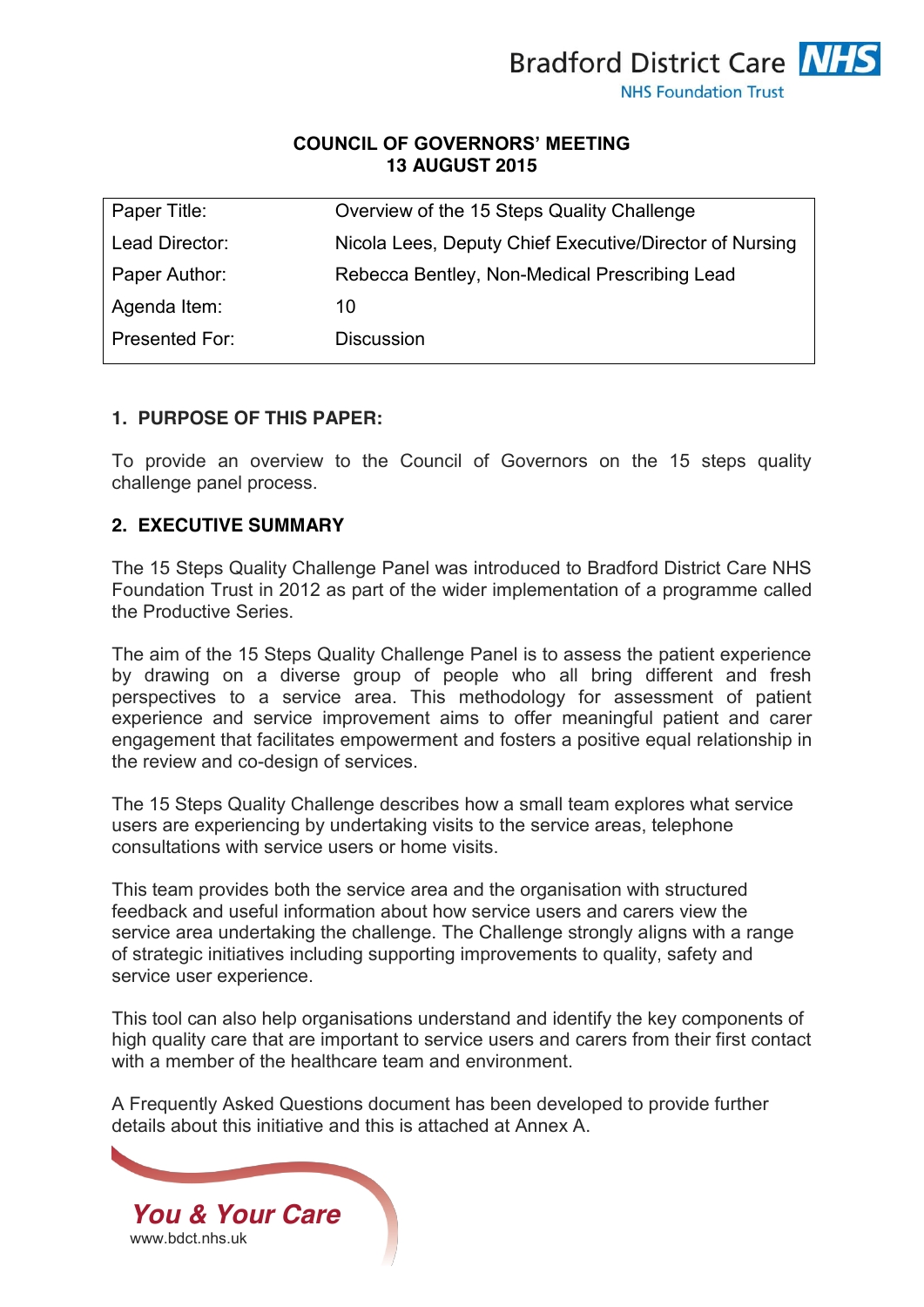Bradford District Care NHS Foundation Trust

**COUNCIL OF GOVERNORS' MEETING**
**13 AUGUST 2015**

| Paper Title: | Overview of the 15 Steps Quality Challenge |
|---|---|
| Lead Director: | Nicola Lees, Deputy Chief Executive/Director of Nursing |
| Paper Author: | Rebecca Bentley, Non-Medical Prescribing Lead |
| Agenda Item: | 10 |
| Presented For: | Discussion |

## 1. PURPOSE OF THIS PAPER:

To provide an overview to the Council of Governors on the 15 steps quality challenge panel process.

## 2. EXECUTIVE SUMMARY

The 15 Steps Quality Challenge Panel was introduced to Bradford District Care NHS Foundation Trust in 2012 as part of the wider implementation of a programme called the Productive Series.

The aim of the 15 Steps Quality Challenge Panel is to assess the patient experience by drawing on a diverse group of people who all bring different and fresh perspectives to a service area. This methodology for assessment of patient experience and service improvement aims to offer meaningful patient and carer engagement that facilitates empowerment and fosters a positive equal relationship in the review and co-design of services.

The 15 Steps Quality Challenge describes how a small team explores what service users are experiencing by undertaking visits to the service areas, telephone consultations with service users or home visits.

This team provides both the service area and the organisation with structured feedback and useful information about how service users and carers view the service area undertaking the challenge. The Challenge strongly aligns with a range of strategic initiatives including supporting improvements to quality, safety and service user experience.

This tool can also help organisations understand and identify the key components of high quality care that are important to service users and carers from their first contact with a member of the healthcare team and environment.

A Frequently Asked Questions document has been developed to provide further details about this initiative and this is attached at Annex A.

*You & Your Care*
www.bdct.nhs.uk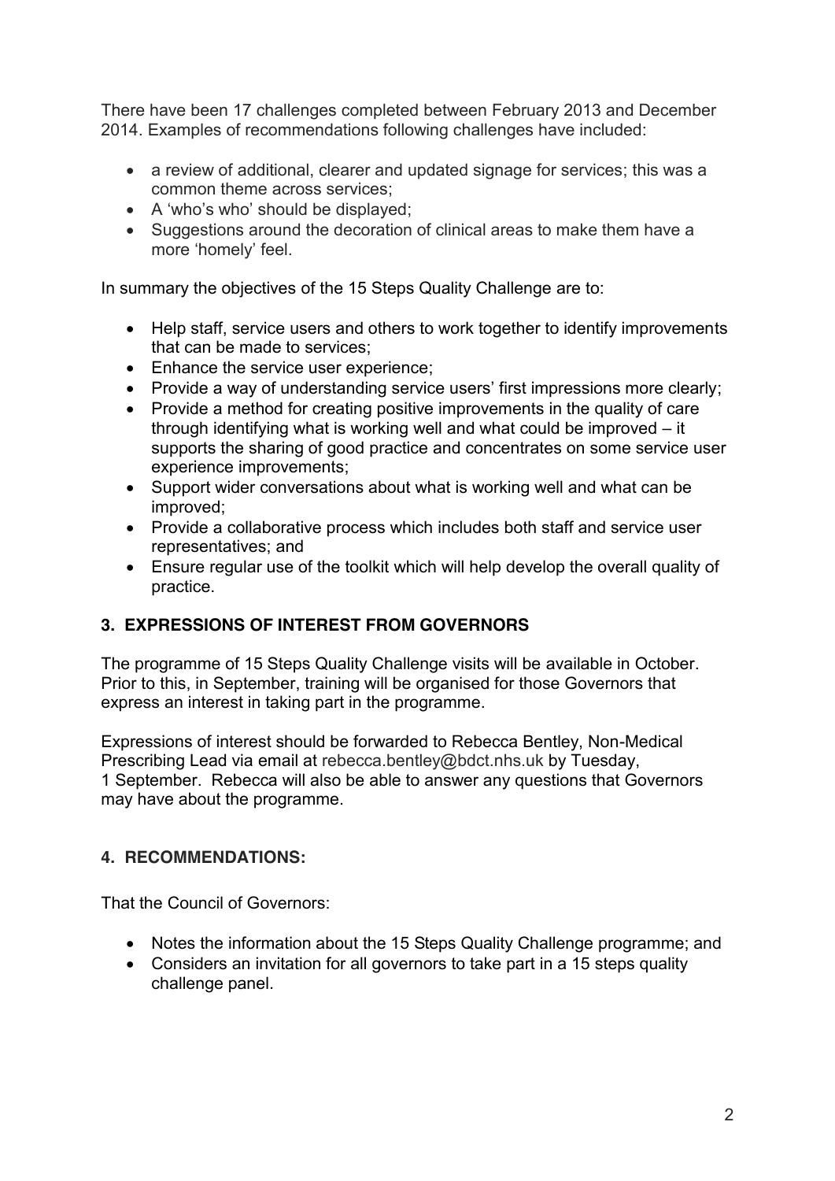There have been 17 challenges completed between February 2013 and December 2014. Examples of recommendations following challenges have included:

- a review of additional, clearer and updated signage for services; this was a common theme across services;
- A 'who's who' should be displayed;
- Suggestions around the decoration of clinical areas to make them have a more 'homely' feel.

In summary the objectives of the 15 Steps Quality Challenge are to:

- Help staff, service users and others to work together to identify improvements that can be made to services;
- Enhance the service user experience;
- Provide a way of understanding service users' first impressions more clearly;
- Provide a method for creating positive improvements in the quality of care through identifying what is working well and what could be improved – it supports the sharing of good practice and concentrates on some service user experience improvements;
- Support wider conversations about what is working well and what can be improved;
- Provide a collaborative process which includes both staff and service user representatives; and
- Ensure regular use of the toolkit which will help develop the overall quality of practice.

## 3. EXPRESSIONS OF INTEREST FROM GOVERNORS

The programme of 15 Steps Quality Challenge visits will be available in October. Prior to this, in September, training will be organised for those Governors that express an interest in taking part in the programme.

Expressions of interest should be forwarded to Rebecca Bentley, Non-Medical Prescribing Lead via email at rebecca.bentley@bdct.nhs.uk by Tuesday, 1 September. Rebecca will also be able to answer any questions that Governors may have about the programme.

## 4. RECOMMENDATIONS:

That the Council of Governors:

- Notes the information about the 15 Steps Quality Challenge programme; and
- Considers an invitation for all governors to take part in a 15 steps quality challenge panel.